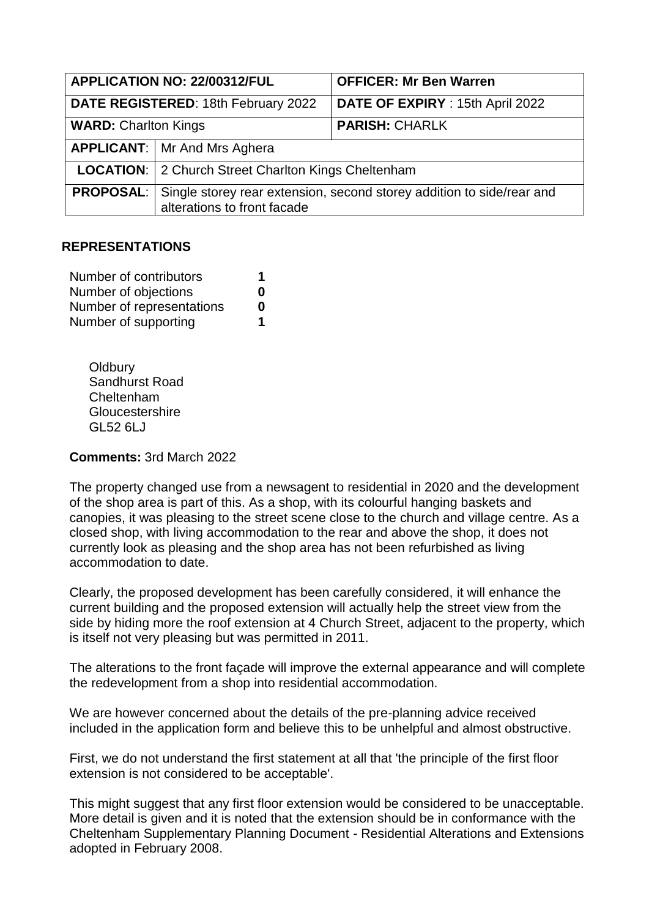| APPLICATION NO: 22/00312/FUL | | OFFICER: Mr Ben Warren |
|---|---|---|
| DATE REGISTERED: 18th February 2022 | | DATE OF EXPIRY : 15th April 2022 |
| WARD: Charlton Kings | | PARISH: CHARLK |
| APPLICANT: | Mr And Mrs Aghera | |
| LOCATION: | 2 Church Street Charlton Kings Cheltenham | |
| PROPOSAL: | Single storey rear extension, second storey addition to side/rear and alterations to front facade | |

## REPRESENTATIONS

| | |
|---|---|
| Number of contributors | 1 |
| Number of objections | 0 |
| Number of representations | 0 |
| Number of supporting | 1 |

Oldbury
Sandhurst Road
Cheltenham
Gloucestershire
GL52 6LJ

**Comments:** 3rd March 2022

The property changed use from a newsagent to residential in 2020 and the development of the shop area is part of this. As a shop, with its colourful hanging baskets and canopies, it was pleasing to the street scene close to the church and village centre. As a closed shop, with living accommodation to the rear and above the shop, it does not currently look as pleasing and the shop area has not been refurbished as living accommodation to date.

Clearly, the proposed development has been carefully considered, it will enhance the current building and the proposed extension will actually help the street view from the side by hiding more the roof extension at 4 Church Street, adjacent to the property, which is itself not very pleasing but was permitted in 2011.

The alterations to the front façade will improve the external appearance and will complete the redevelopment from a shop into residential accommodation.

We are however concerned about the details of the pre-planning advice received included in the application form and believe this to be unhelpful and almost obstructive.

First, we do not understand the first statement at all that 'the principle of the first floor extension is not considered to be acceptable'.

This might suggest that any first floor extension would be considered to be unacceptable. More detail is given and it is noted that the extension should be in conformance with the Cheltenham Supplementary Planning Document - Residential Alterations and Extensions adopted in February 2008.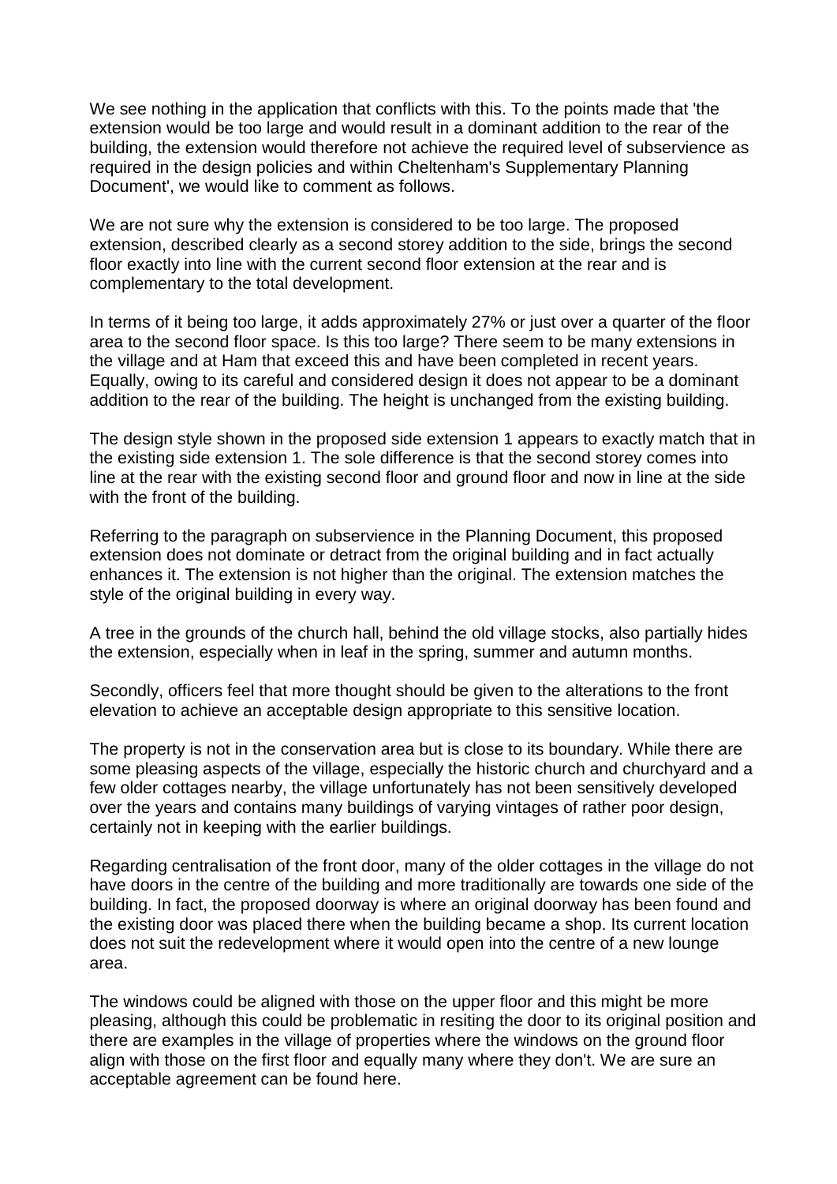We see nothing in the application that conflicts with this. To the points made that 'the extension would be too large and would result in a dominant addition to the rear of the building, the extension would therefore not achieve the required level of subservience as required in the design policies and within Cheltenham's Supplementary Planning Document', we would like to comment as follows.

We are not sure why the extension is considered to be too large. The proposed extension, described clearly as a second storey addition to the side, brings the second floor exactly into line with the current second floor extension at the rear and is complementary to the total development.

In terms of it being too large, it adds approximately 27% or just over a quarter of the floor area to the second floor space. Is this too large? There seem to be many extensions in the village and at Ham that exceed this and have been completed in recent years. Equally, owing to its careful and considered design it does not appear to be a dominant addition to the rear of the building. The height is unchanged from the existing building.

The design style shown in the proposed side extension 1 appears to exactly match that in the existing side extension 1. The sole difference is that the second storey comes into line at the rear with the existing second floor and ground floor and now in line at the side with the front of the building.

Referring to the paragraph on subservience in the Planning Document, this proposed extension does not dominate or detract from the original building and in fact actually enhances it. The extension is not higher than the original. The extension matches the style of the original building in every way.

A tree in the grounds of the church hall, behind the old village stocks, also partially hides the extension, especially when in leaf in the spring, summer and autumn months.

Secondly, officers feel that more thought should be given to the alterations to the front elevation to achieve an acceptable design appropriate to this sensitive location.

The property is not in the conservation area but is close to its boundary. While there are some pleasing aspects of the village, especially the historic church and churchyard and a few older cottages nearby, the village unfortunately has not been sensitively developed over the years and contains many buildings of varying vintages of rather poor design, certainly not in keeping with the earlier buildings.

Regarding centralisation of the front door, many of the older cottages in the village do not have doors in the centre of the building and more traditionally are towards one side of the building. In fact, the proposed doorway is where an original doorway has been found and the existing door was placed there when the building became a shop. Its current location does not suit the redevelopment where it would open into the centre of a new lounge area.

The windows could be aligned with those on the upper floor and this might be more pleasing, although this could be problematic in resiting the door to its original position and there are examples in the village of properties where the windows on the ground floor align with those on the first floor and equally many where they don't. We are sure an acceptable agreement can be found here.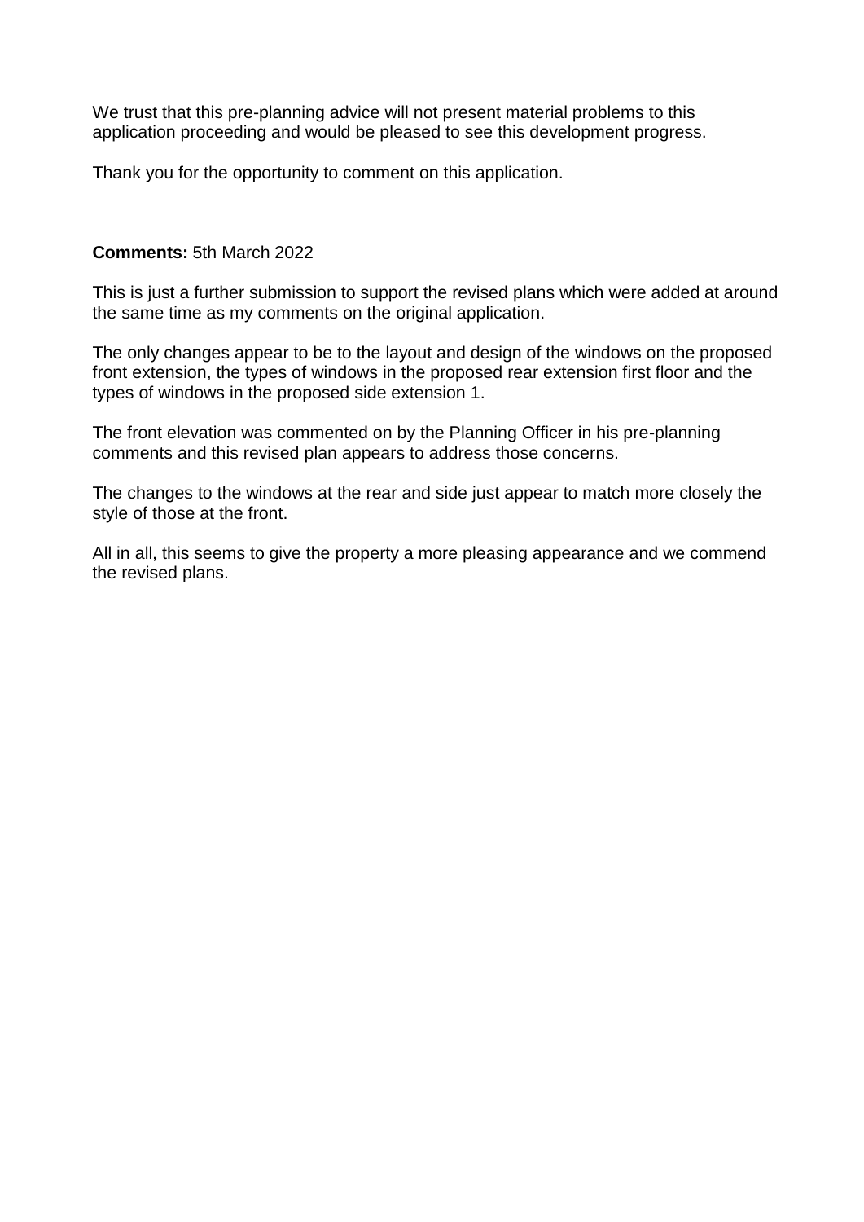We trust that this pre-planning advice will not present material problems to this application proceeding and would be pleased to see this development progress.

Thank you for the opportunity to comment on this application.

**Comments:** 5th March 2022

This is just a further submission to support the revised plans which were added at around the same time as my comments on the original application.

The only changes appear to be to the layout and design of the windows on the proposed front extension, the types of windows in the proposed rear extension first floor and the types of windows in the proposed side extension 1.

The front elevation was commented on by the Planning Officer in his pre-planning comments and this revised plan appears to address those concerns.

The changes to the windows at the rear and side just appear to match more closely the style of those at the front.

All in all, this seems to give the property a more pleasing appearance and we commend the revised plans.